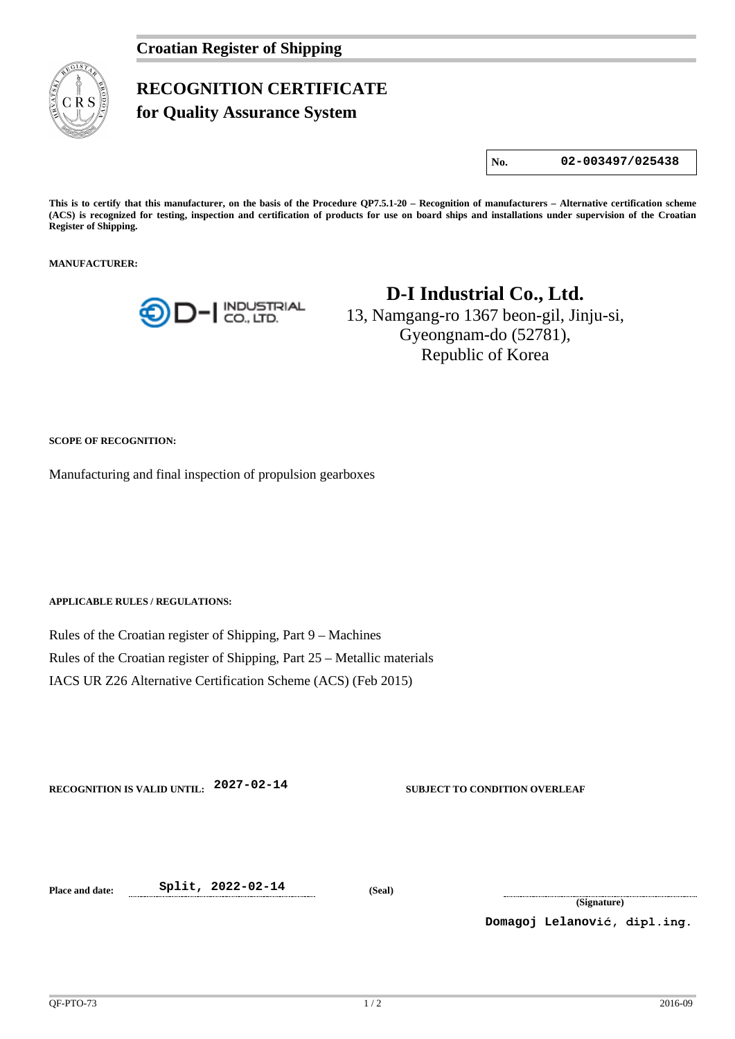**Croatian Register of Shipping**

# RECOGNITION CERTIFICATE
## for Quality Assurance System

| No. | 02-003497/025438 |
|---|---|

**This is to certify that this manufacturer, on the basis of the Procedure QP7.5.1-20 – Recognition of manufacturers – Alternative certification scheme (ACS) is recognized for testing, inspection and certification of products for use on board ships and installations under supervision of the Croatian Register of Shipping.**

**MANUFACTURER:**

**D-I Industrial Co., Ltd.**
13, Namgang-ro 1367 beon-gil, Jinju-si,
Gyeongnam-do (52781),
Republic of Korea

**SCOPE OF RECOGNITION:**

Manufacturing and final inspection of propulsion gearboxes

**APPLICABLE RULES / REGULATIONS:**

Rules of the Croatian register of Shipping, Part 9 – Machines
Rules of the Croatian register of Shipping, Part 25 – Metallic materials
IACS UR Z26 Alternative Certification Scheme (ACS) (Feb 2015)

**RECOGNITION IS VALID UNTIL:** 2027-02-14

**SUBJECT TO CONDITION OVERLEAF**

**Place and date:** Split, 2022-02-14

**(Seal)**

**(Signature)**

Domagoj Lelanović, dipl.ing.

QF-PTO-73 2016-09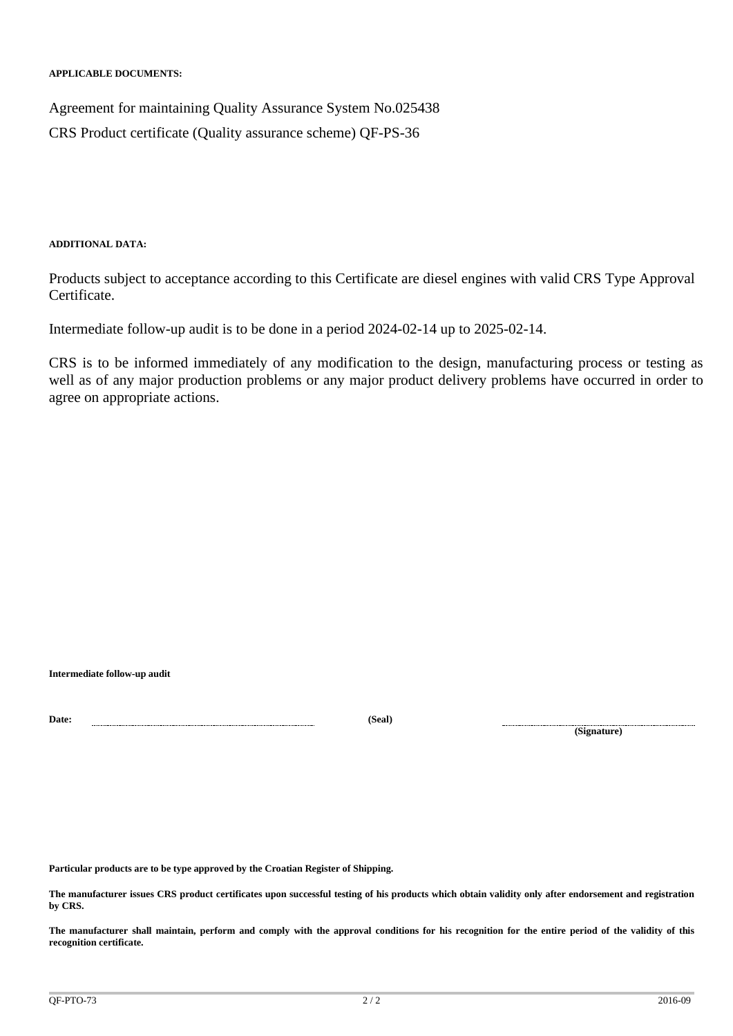**APPLICABLE DOCUMENTS:**

Agreement for maintaining Quality Assurance System No.025438

CRS Product certificate (Quality assurance scheme) QF-PS-36

**ADDITIONAL DATA:**

Products subject to acceptance according to this Certificate are diesel engines with valid CRS Type Approval Certificate.

Intermediate follow-up audit is to be done in a period 2024-02-14 up to 2025-02-14.

CRS is to be informed immediately of any modification to the design, manufacturing process or testing as well as of any major production problems or any major product delivery problems have occurred in order to agree on appropriate actions.

**Intermediate follow-up audit**

**Date:** ........................................ **(Seal)** ........................................ **(Signature)**

**Particular products are to be type approved by the Croatian Register of Shipping.**

**The manufacturer issues CRS product certificates upon successful testing of his products which obtain validity only after endorsement and registration by CRS.**

**The manufacturer shall maintain, perform and comply with the approval conditions for his recognition for the entire period of the validity of this recognition certificate.**